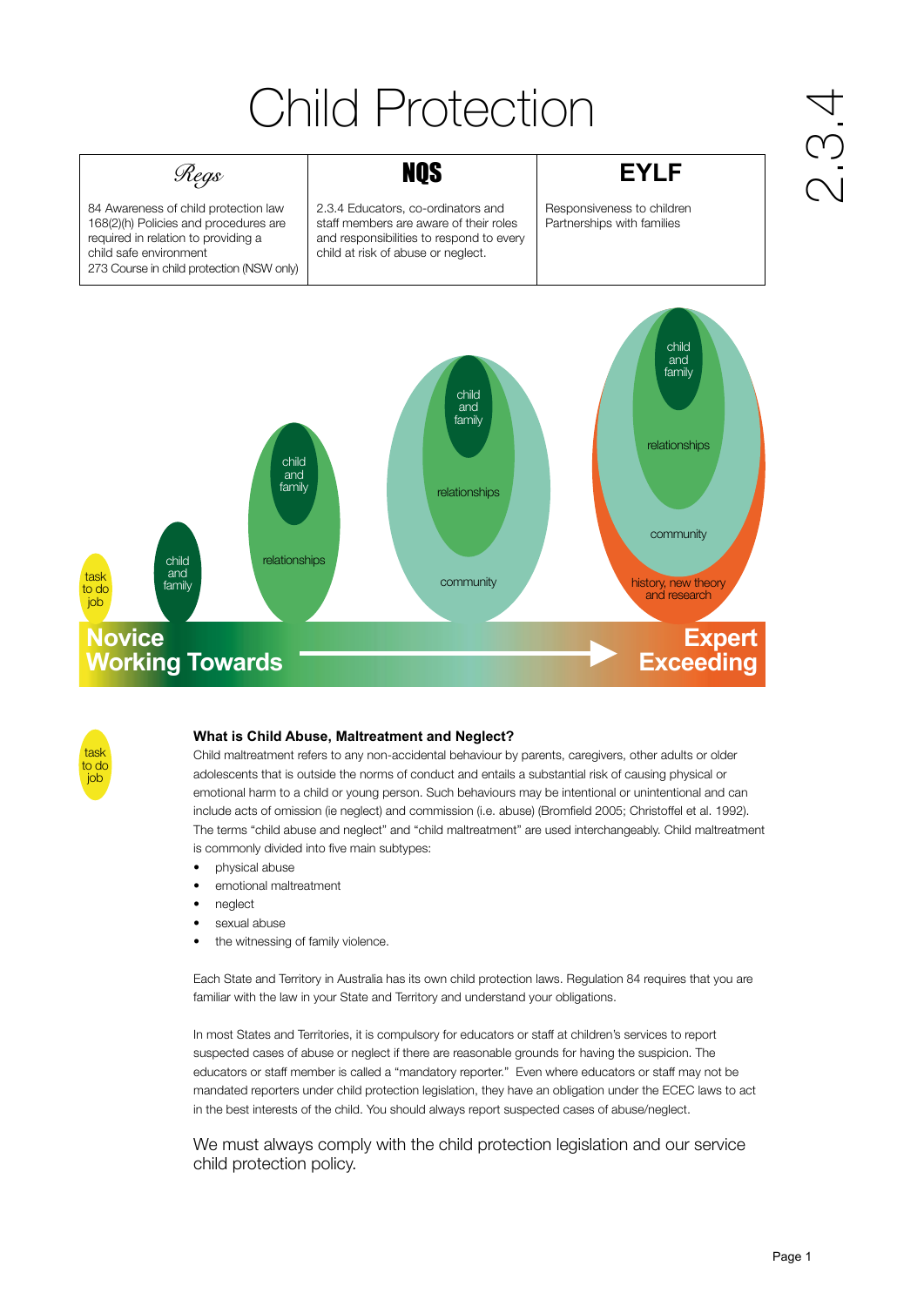# Child Protection

2.3.4

| Regs | NQS | EYLF |
|---|---|---|
| 84 Awareness of child protection law<br>168(2)(h) Policies and procedures are required in relation to providing a child safe environment<br>273 Course in child protection (NSW only) | 2.3.4 Educators, co-ordinators and staff members are aware of their roles and responsibilities to respond to every child at risk of abuse or neglect. | Responsiveness to children<br>Partnerships with families |

task to do job

child and family

child and family
relationships

child and family
relationships
community

child and family
relationships
community
history, new theory and research

**Novice Working Towards** → **Expert Exceeding**

task to do job

### What is Child Abuse, Maltreatment and Neglect?

Child maltreatment refers to any non-accidental behaviour by parents, caregivers, other adults or older adolescents that is outside the norms of conduct and entails a substantial risk of causing physical or emotional harm to a child or young person. Such behaviours may be intentional or unintentional and can include acts of omission (ie neglect) and commission (i.e. abuse) (Bromfield 2005; Christoffel et al. 1992). The terms "child abuse and neglect" and "child maltreatment" are used interchangeably. Child maltreatment is commonly divided into five main subtypes:

- physical abuse
- emotional maltreatment
- neglect
- sexual abuse
- the witnessing of family violence.

Each State and Territory in Australia has its own child protection laws. Regulation 84 requires that you are familiar with the law in your State and Territory and understand your obligations.

In most States and Territories, it is compulsory for educators or staff at children's services to report suspected cases of abuse or neglect if there are reasonable grounds for having the suspicion. The educators or staff member is called a "mandatory reporter." Even where educators or staff may not be mandated reporters under child protection legislation, they have an obligation under the ECEC laws to act in the best interests of the child. You should always report suspected cases of abuse/neglect.

We must always comply with the child protection legislation and our service child protection policy.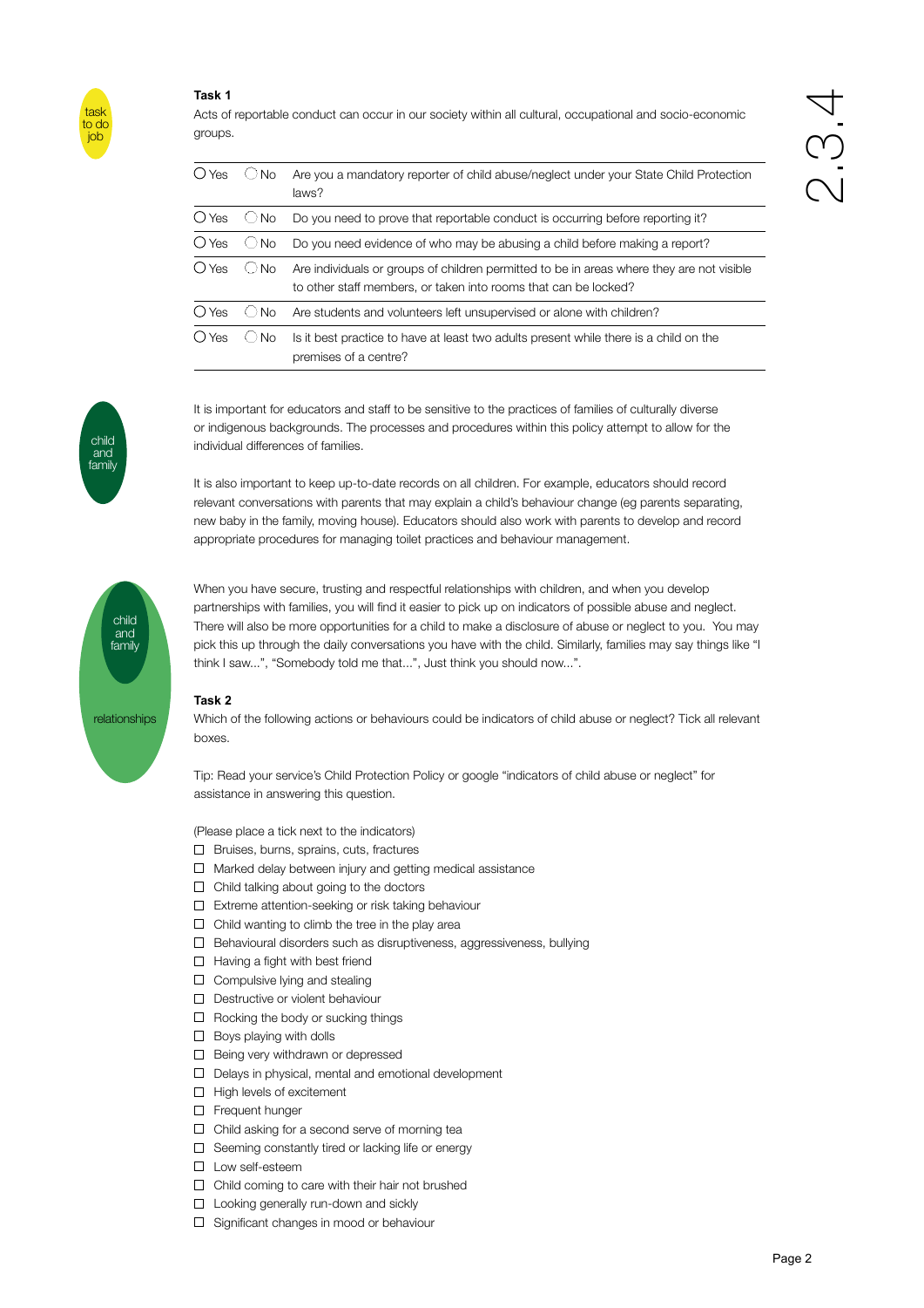task to do job

**Task 1**

Acts of reportable conduct can occur in our society within all cultural, occupational and socio-economic groups.

| | | |
|---|---|---|
| ○ Yes | ○ No | Are you a mandatory reporter of child abuse/neglect under your State Child Protection laws? |
| ○ Yes | ○ No | Do you need to prove that reportable conduct is occurring before reporting it? |
| ○ Yes | ○ No | Do you need evidence of who may be abusing a child before making a report? |
| ○ Yes | ○ No | Are individuals or groups of children permitted to be in areas where they are not visible to other staff members, or taken into rooms that can be locked? |
| ○ Yes | ○ No | Are students and volunteers left unsupervised or alone with children? |
| ○ Yes | ○ No | Is it best practice to have at least two adults present while there is a child on the premises of a centre? |

child and family

It is important for educators and staff to be sensitive to the practices of families of culturally diverse or indigenous backgrounds. The processes and procedures within this policy attempt to allow for the individual differences of families.

It is also important to keep up-to-date records on all children. For example, educators should record relevant conversations with parents that may explain a child's behaviour change (eg parents separating, new baby in the family, moving house). Educators should also work with parents to develop and record appropriate procedures for managing toilet practices and behaviour management.

child and family

relationships

When you have secure, trusting and respectful relationships with children, and when you develop partnerships with families, you will find it easier to pick up on indicators of possible abuse and neglect. There will also be more opportunities for a child to make a disclosure of abuse or neglect to you. You may pick this up through the daily conversations you have with the child. Similarly, families may say things like "I think I saw...", "Somebody told me that...", Just think you should now...".

**Task 2**

Which of the following actions or behaviours could be indicators of child abuse or neglect? Tick all relevant boxes.

Tip: Read your service's Child Protection Policy or google "indicators of child abuse or neglect" for assistance in answering this question.

(Please place a tick next to the indicators)

- ☐ Bruises, burns, sprains, cuts, fractures
- ☐ Marked delay between injury and getting medical assistance
- ☐ Child talking about going to the doctors
- ☐ Extreme attention-seeking or risk taking behaviour
- ☐ Child wanting to climb the tree in the play area
- ☐ Behavioural disorders such as disruptiveness, aggressiveness, bullying
- ☐ Having a fight with best friend
- ☐ Compulsive lying and stealing
- ☐ Destructive or violent behaviour
- ☐ Rocking the body or sucking things
- ☐ Boys playing with dolls
- ☐ Being very withdrawn or depressed
- ☐ Delays in physical, mental and emotional development
- ☐ High levels of excitement
- ☐ Frequent hunger
- ☐ Child asking for a second serve of morning tea
- ☐ Seeming constantly tired or lacking life or energy
- ☐ Low self-esteem
- ☐ Child coming to care with their hair not brushed
- ☐ Looking generally run-down and sickly
- ☐ Significant changes in mood or behaviour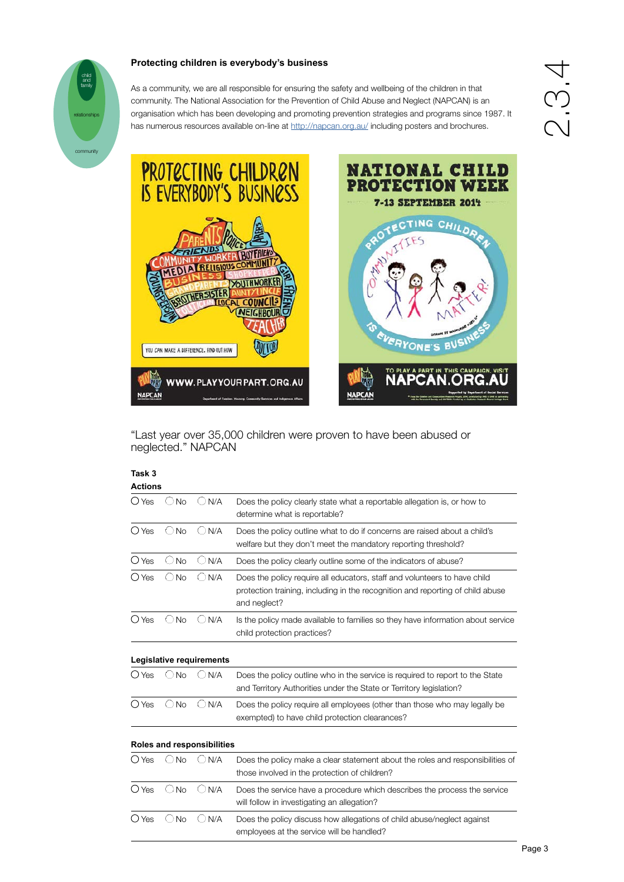### Protecting children is everybody's business

As a community, we are all responsible for ensuring the safety and wellbeing of the children in that community. The National Association for the Prevention of Child Abuse and Neglect (NAPCAN) is an organisation which has been developing and promoting prevention strategies and programs since 1987. It has numerous resources available on-line at http://napcan.org.au/ including posters and brochures.

"Last year over 35,000 children were proven to have been abused or neglected." NAPCAN

### Task 3

**Actions**

| | | | |
|---|---|---|---|
| ○ Yes | ○ No | ○ N/A | Does the policy clearly state what a reportable allegation is, or how to determine what is reportable? |
| ○ Yes | ○ No | ○ N/A | Does the policy outline what to do if concerns are raised about a child's welfare but they don't meet the mandatory reporting threshold? |
| ○ Yes | ○ No | ○ N/A | Does the policy clearly outline some of the indicators of abuse? |
| ○ Yes | ○ No | ○ N/A | Does the policy require all educators, staff and volunteers to have child protection training, including in the recognition and reporting of child abuse and neglect? |
| ○ Yes | ○ No | ○ N/A | Is the policy made available to families so they have information about service child protection practices? |

**Legislative requirements**

| | | | |
|---|---|---|---|
| ○ Yes | ○ No | ○ N/A | Does the policy outline who in the service is required to report to the State and Territory Authorities under the State or Territory legislation? |
| ○ Yes | ○ No | ○ N/A | Does the policy require all employees (other than those who may legally be exempted) to have child protection clearances? |

**Roles and responsibilities**

| | | | |
|---|---|---|---|
| ○ Yes | ○ No | ○ N/A | Does the policy make a clear statement about the roles and responsibilities of those involved in the protection of children? |
| ○ Yes | ○ No | ○ N/A | Does the service have a procedure which describes the process the service will follow in investigating an allegation? |
| ○ Yes | ○ No | ○ N/A | Does the policy discuss how allegations of child abuse/neglect against employees at the service will be handled? |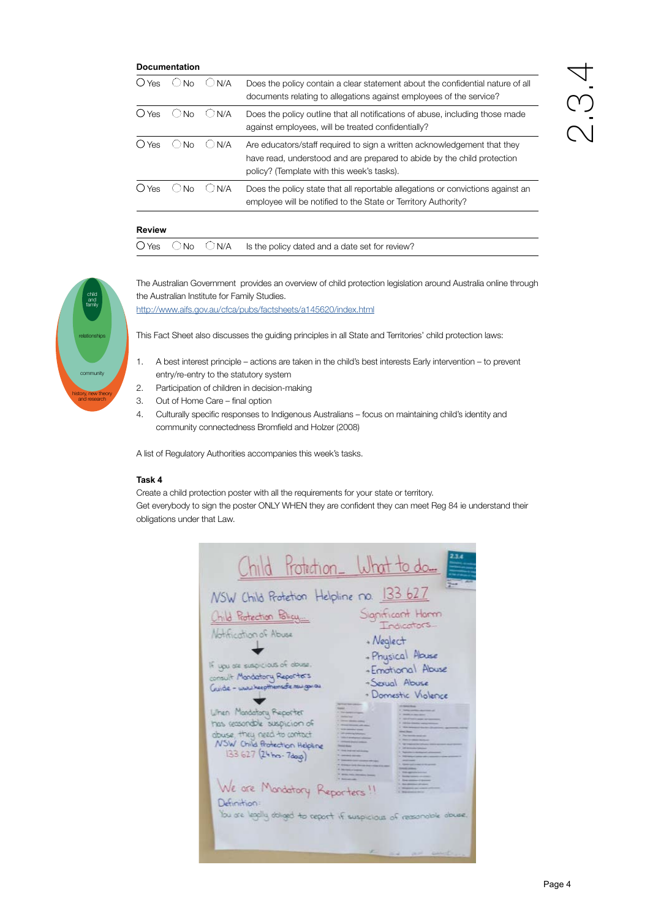## Documentation

| | | | |
|---|---|---|---|
| ○ Yes | ○ No | ○ N/A | Does the policy contain a clear statement about the confidential nature of all documents relating to allegations against employees of the service? |
| ○ Yes | ○ No | ○ N/A | Does the policy outline that all notifications of abuse, including those made against employees, will be treated confidentially? |
| ○ Yes | ○ No | ○ N/A | Are educators/staff required to sign a written acknowledgement that they have read, understood and are prepared to abide by the child protection policy? (Template with this week's tasks). |
| ○ Yes | ○ No | ○ N/A | Does the policy state that all reportable allegations or convictions against an employee will be notified to the State or Territory Authority? |

## Review

| | | | |
|---|---|---|---|
| ○ Yes | ○ No | ○ N/A | Is the policy dated and a date set for review? |

The Australian Government provides an overview of child protection legislation around Australia online through the Australian Institute for Family Studies.
http://www.aifs.gov.au/cfca/pubs/factsheets/a145620/index.html

This Fact Sheet also discusses the guiding principles in all State and Territories' child protection laws:

1. A best interest principle – actions are taken in the child's best interests Early intervention – to prevent entry/re-entry to the statutory system
2. Participation of children in decision-making
3. Out of Home Care – final option
4. Culturally specific responses to Indigenous Australians – focus on maintaining child's identity and community connectedness Bromfield and Holzer (2008)

A list of Regulatory Authorities accompanies this week's tasks.

### Task 4

Create a child protection poster with all the requirements for your state or territory.
Get everybody to sign the poster ONLY WHEN they are confident they can meet Reg 84 ie understand their obligations under that Law.